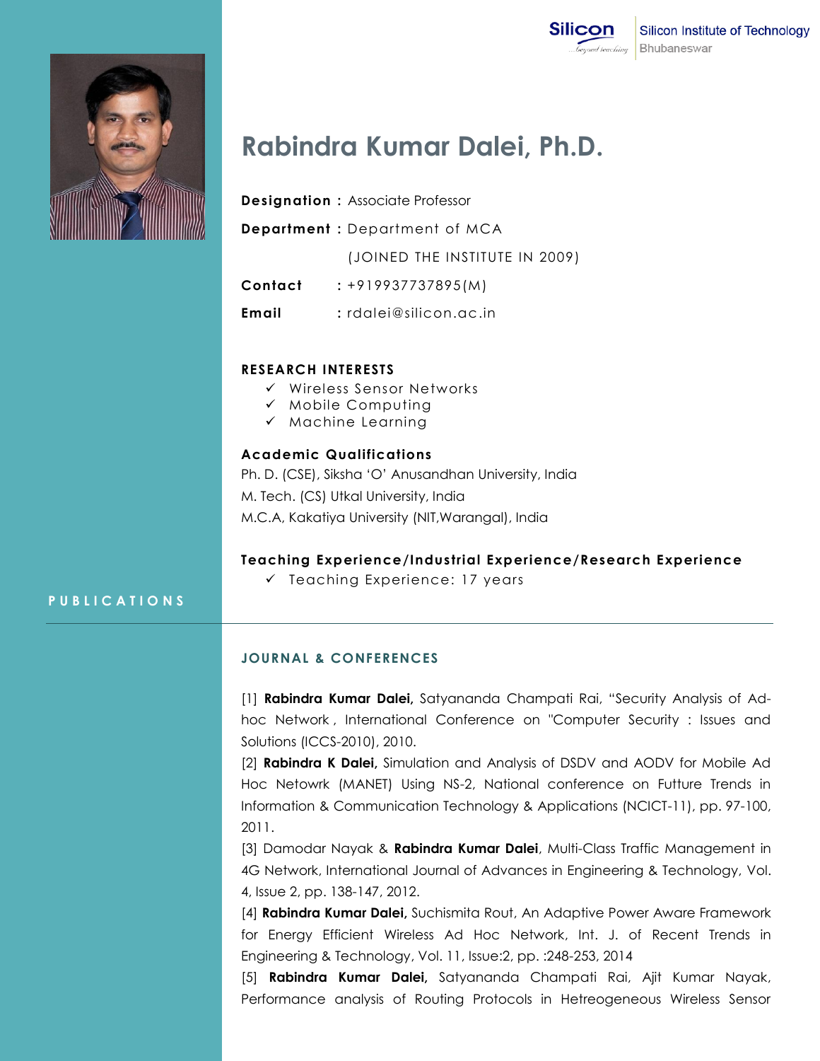Silicon Institute of Technology
Bhubaneswar

# Rabindra Kumar Dalei, Ph.D.

**Designation :** Associate Professor

**Department :** Department of MCA

(JOINED THE INSTITUTE IN 2009)

**Contact** : +919937737895(M)

**Email** : rdalei@silicon.ac.in

## RESEARCH INTERESTS

- ✓ Wireless Sensor Networks
- ✓ Mobile Computing
- ✓ Machine Learning

## Academic Qualifications

Ph. D. (CSE), Siksha 'O' Anusandhan University, India

M. Tech. (CS) Utkal University, India

M.C.A, Kakatiya University (NIT,Warangal), India

## Teaching Experience/Industrial Experience/Research Experience

- ✓ Teaching Experience: 17 years

## PUBLICATIONS

### JOURNAL & CONFERENCES

[1] **Rabindra Kumar Dalei,** Satyananda Champati Rai, "Security Analysis of Ad-hoc Network , International Conference on "Computer Security : Issues and Solutions (ICCS-2010), 2010.

[2] **Rabindra K Dalei,** Simulation and Analysis of DSDV and AODV for Mobile Ad Hoc Netowrk (MANET) Using NS-2, National conference on Futture Trends in Information & Communication Technology & Applications (NCICT-11), pp. 97-100, 2011.

[3] Damodar Nayak & **Rabindra Kumar Dalei**, Multi-Class Traffic Management in 4G Network, International Journal of Advances in Engineering & Technology, Vol. 4, Issue 2, pp. 138-147, 2012.

[4] **Rabindra Kumar Dalei,** Suchismita Rout, An Adaptive Power Aware Framework for Energy Efficient Wireless Ad Hoc Network, Int. J. of Recent Trends in Engineering & Technology, Vol. 11, Issue:2, pp. :248-253, 2014

[5] **Rabindra Kumar Dalei,** Satyananda Champati Rai, Ajit Kumar Nayak, Performance analysis of Routing Protocols in Hetreogeneous Wireless Sensor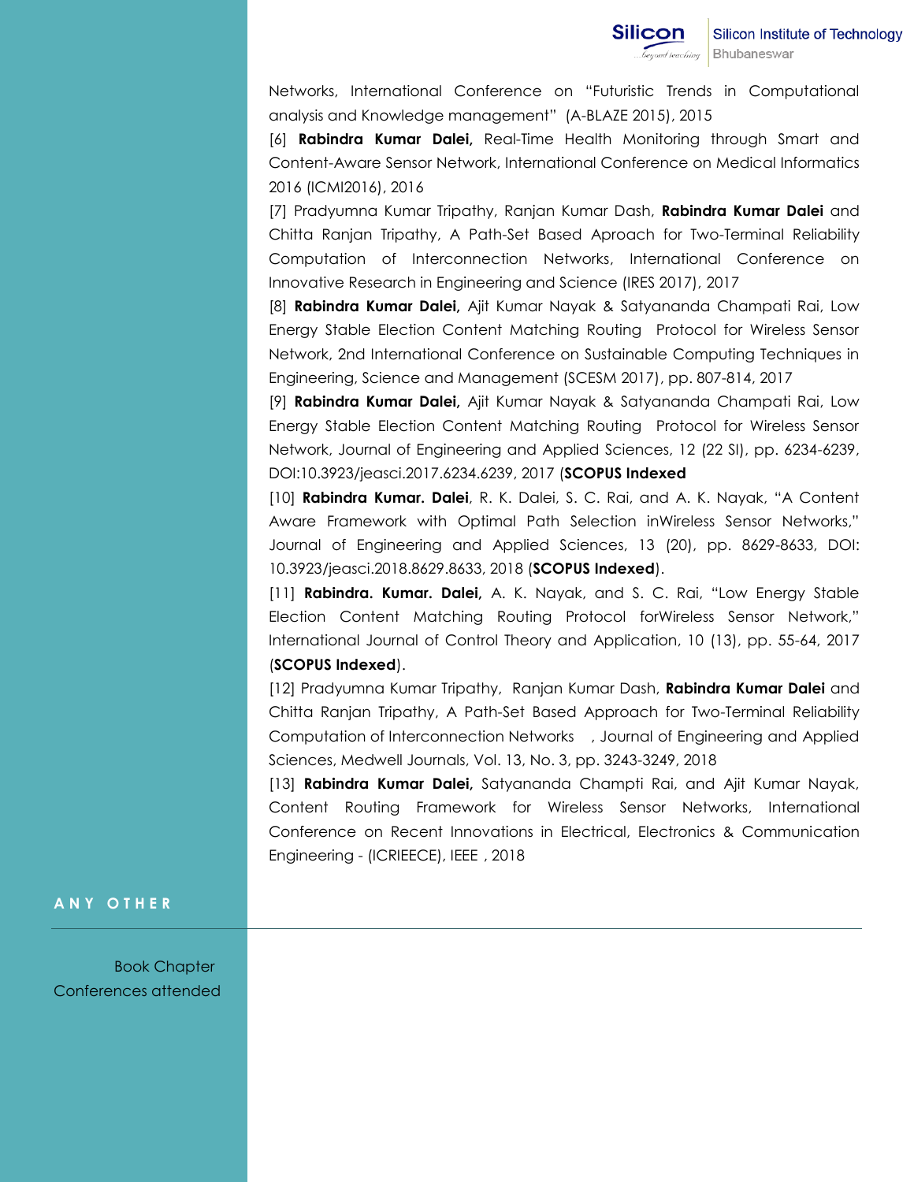Networks, International Conference on "Futuristic Trends in Computational analysis and Knowledge management" (A-BLAZE 2015), 2015

[6] **Rabindra Kumar Dalei,** Real-Time Health Monitoring through Smart and Content-Aware Sensor Network, International Conference on Medical Informatics 2016 (ICMI2016), 2016

[7] Pradyumna Kumar Tripathy, Ranjan Kumar Dash, **Rabindra Kumar Dalei** and Chitta Ranjan Tripathy, A Path-Set Based Aproach for Two-Terminal Reliability Computation of Interconnection Networks, International Conference on Innovative Research in Engineering and Science (IRES 2017), 2017

[8] **Rabindra Kumar Dalei,** Ajit Kumar Nayak & Satyananda Champati Rai, Low Energy Stable Election Content Matching Routing Protocol for Wireless Sensor Network, 2nd International Conference on Sustainable Computing Techniques in Engineering, Science and Management (SCESM 2017), pp. 807-814, 2017

[9] **Rabindra Kumar Dalei,** Ajit Kumar Nayak & Satyananda Champati Rai, Low Energy Stable Election Content Matching Routing Protocol for Wireless Sensor Network, Journal of Engineering and Applied Sciences, 12 (22 SI), pp. 6234-6239, DOI:10.3923/jeasci.2017.6234.6239, 2017 (**SCOPUS Indexed**

[10] **Rabindra Kumar. Dalei**, R. K. Dalei, S. C. Rai, and A. K. Nayak, "A Content Aware Framework with Optimal Path Selection inWireless Sensor Networks," Journal of Engineering and Applied Sciences, 13 (20), pp. 8629-8633, DOI: 10.3923/jeasci.2018.8629.8633, 2018 (**SCOPUS Indexed**).

[11] **Rabindra. Kumar. Dalei,** A. K. Nayak, and S. C. Rai, "Low Energy Stable Election Content Matching Routing Protocol forWireless Sensor Network," International Journal of Control Theory and Application, 10 (13), pp. 55-64, 2017 (**SCOPUS Indexed**).

[12] Pradyumna Kumar Tripathy, Ranjan Kumar Dash, **Rabindra Kumar Dalei** and Chitta Ranjan Tripathy, A Path-Set Based Approach for Two-Terminal Reliability Computation of Interconnection Networks , Journal of Engineering and Applied Sciences, Medwell Journals, Vol. 13, No. 3, pp. 3243-3249, 2018

[13] **Rabindra Kumar Dalei,** Satyananda Champti Rai, and Ajit Kumar Nayak, Content Routing Framework for Wireless Sensor Networks, International Conference on Recent Innovations in Electrical, Electronics & Communication Engineering - (ICRIEECE), IEEE , 2018

## ANY OTHER

Book Chapter

Conferences attended